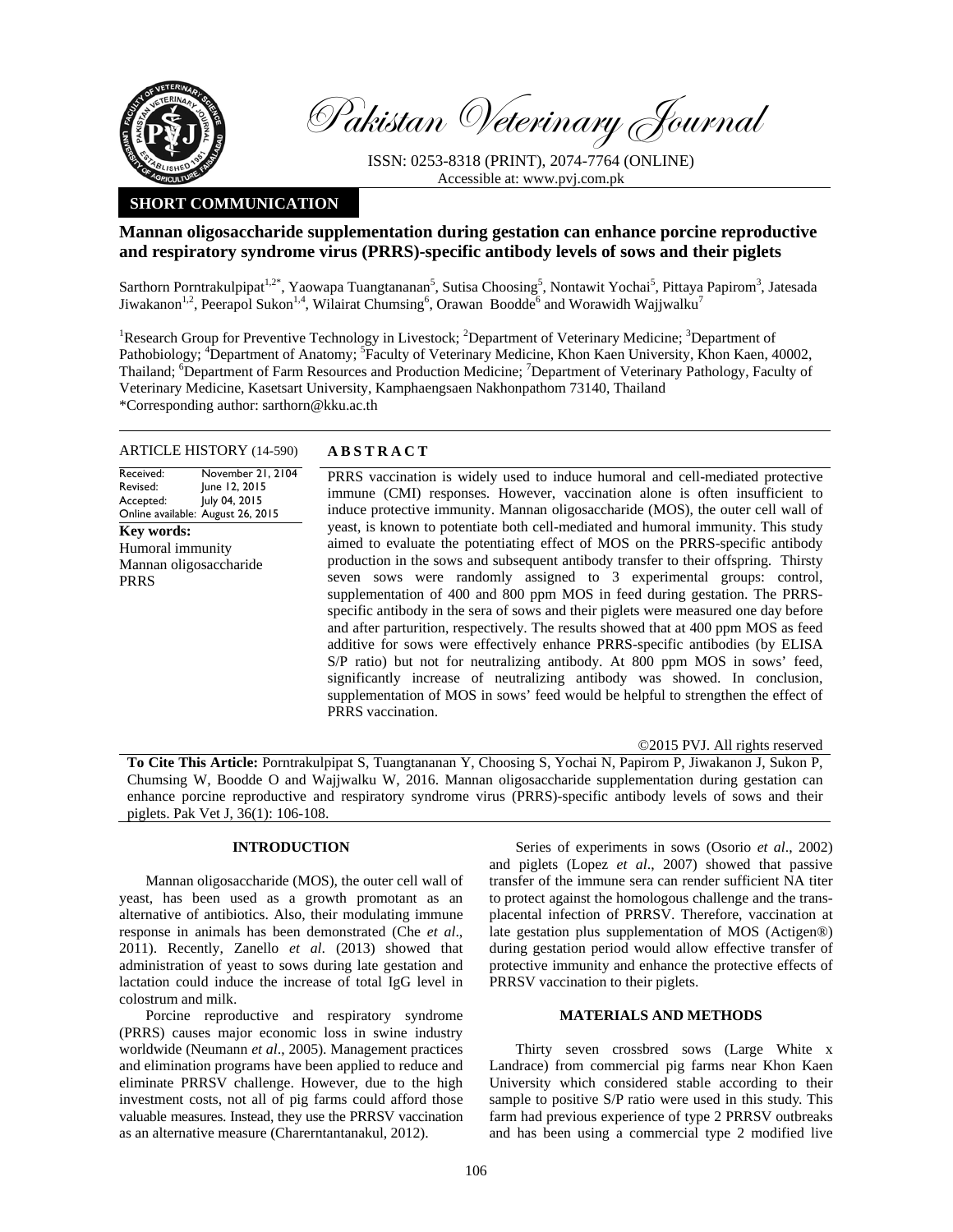Pakistan Veterinary Journal

ISSN: 0253-8318 (PRINT), 2074-7764 (ONLINE)
Accessible at: www.pvj.com.pk

**SHORT COMMUNICATION**

# Mannan oligosaccharide supplementation during gestation can enhance porcine reproductive and respiratory syndrome virus (PRRS)-specific antibody levels of sows and their piglets

Sarthorn Porntrakulpipat[1,2*], Yaowapa Tuangtananan[5], Sutisa Choosing[5], Nontawit Yochai[5], Pittaya Papirom[3], Jatesada Jiwakanon[1,2], Peerapol Sukon[1,4], Wilairat Chumsing[6], Orawan Boodde[6] and Worawidh Wajjwalku[7]

[1]Research Group for Preventive Technology in Livestock; [2]Department of Veterinary Medicine; [3]Department of Pathobiology; [4]Department of Anatomy; [5]Faculty of Veterinary Medicine, Khon Kaen University, Khon Kaen, 40002, Thailand; [6]Department of Farm Resources and Production Medicine; [7]Department of Veterinary Pathology, Faculty of Veterinary Medicine, Kasetsart University, Kamphaengsaen Nakhonpathom 73140, Thailand
*Corresponding author: sarthorn@kku.ac.th

ARTICLE HISTORY (14-590)

Received: November 21, 2104
Revised: June 12, 2015
Accepted: July 04, 2015
Online available: August 26, 2015

**Key words:**
Humoral immunity
Mannan oligosaccharide
PRRS

## ABSTRACT

PRRS vaccination is widely used to induce humoral and cell-mediated protective immune (CMI) responses. However, vaccination alone is often insufficient to induce protective immunity. Mannan oligosaccharide (MOS), the outer cell wall of yeast, is known to potentiate both cell-mediated and humoral immunity. This study aimed to evaluate the potentiating effect of MOS on the PRRS-specific antibody production in the sows and subsequent antibody transfer to their offspring. Thirsty seven sows were randomly assigned to 3 experimental groups: control, supplementation of 400 and 800 ppm MOS in feed during gestation. The PRRS-specific antibody in the sera of sows and their piglets were measured one day before and after parturition, respectively. The results showed that at 400 ppm MOS as feed additive for sows were effectively enhance PRRS-specific antibodies (by ELISA S/P ratio) but not for neutralizing antibody. At 800 ppm MOS in sows' feed, significantly increase of neutralizing antibody was showed. In conclusion, supplementation of MOS in sows' feed would be helpful to strengthen the effect of PRRS vaccination.

©2015 PVJ. All rights reserved

**To Cite This Article:** Porntrakulpipat S, Tuangtananan Y, Choosing S, Yochai N, Papirom P, Jiwakanon J, Sukon P, Chumsing W, Boodde O and Wajjwalku W, 2016. Mannan oligosaccharide supplementation during gestation can enhance porcine reproductive and respiratory syndrome virus (PRRS)-specific antibody levels of sows and their piglets. Pak Vet J, 36(1): 106-108.

## INTRODUCTION

Mannan oligosaccharide (MOS), the outer cell wall of yeast, has been used as a growth promotant as an alternative of antibiotics. Also, their modulating immune response in animals has been demonstrated (Che *et al*., 2011). Recently, Zanello *et al*. (2013) showed that administration of yeast to sows during late gestation and lactation could induce the increase of total IgG level in colostrum and milk.

Porcine reproductive and respiratory syndrome (PRRS) causes major economic loss in swine industry worldwide (Neumann *et al*., 2005). Management practices and elimination programs have been applied to reduce and eliminate PRRSV challenge. However, due to the high investment costs, not all of pig farms could afford those valuable measures. Instead, they use the PRRSV vaccination as an alternative measure (Charerntantanakul, 2012).

Series of experiments in sows (Osorio *et al*., 2002) and piglets (Lopez *et al*., 2007) showed that passive transfer of the immune sera can render sufficient NA titer to protect against the homologous challenge and the trans-placental infection of PRRSV. Therefore, vaccination at late gestation plus supplementation of MOS (Actigen®) during gestation period would allow effective transfer of protective immunity and enhance the protective effects of PRRSV vaccination to their piglets.

## MATERIALS AND METHODS

Thirty seven crossbred sows (Large White x Landrace) from commercial pig farms near Khon Kaen University which considered stable according to their sample to positive S/P ratio were used in this study. This farm had previous experience of type 2 PRRSV outbreaks and has been using a commercial type 2 modified live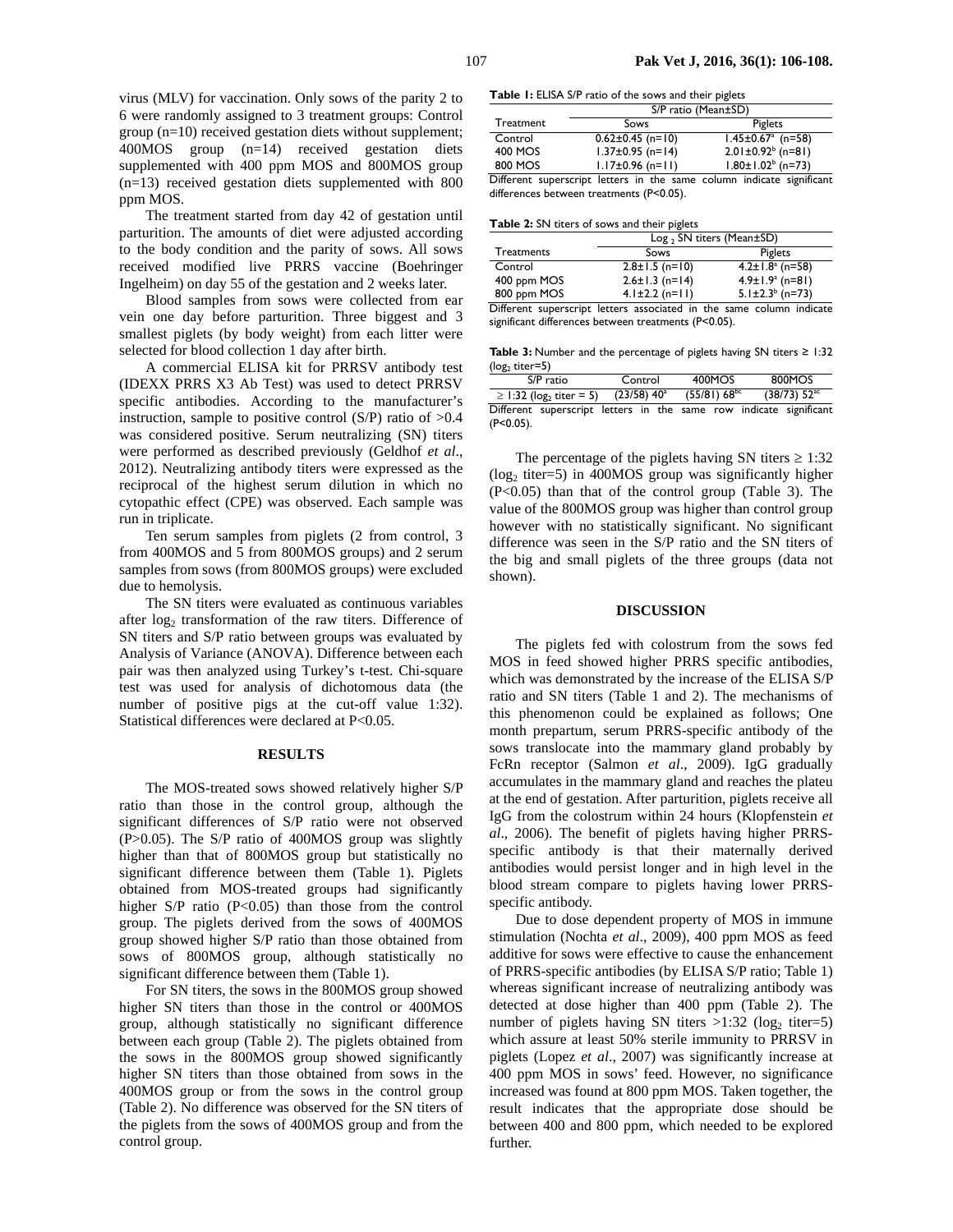virus (MLV) for vaccination. Only sows of the parity 2 to 6 were randomly assigned to 3 treatment groups: Control group (n=10) received gestation diets without supplement; 400MOS group (n=14) received gestation diets supplemented with 400 ppm MOS and 800MOS group (n=13) received gestation diets supplemented with 800 ppm MOS.

The treatment started from day 42 of gestation until parturition. The amounts of diet were adjusted according to the body condition and the parity of sows. All sows received modified live PRRS vaccine (Boehringer Ingelheim) on day 55 of the gestation and 2 weeks later.

Blood samples from sows were collected from ear vein one day before parturition. Three biggest and 3 smallest piglets (by body weight) from each litter were selected for blood collection 1 day after birth.

A commercial ELISA kit for PRRSV antibody test (IDEXX PRRS X3 Ab Test) was used to detect PRRSV specific antibodies. According to the manufacturer's instruction, sample to positive control (S/P) ratio of >0.4 was considered positive. Serum neutralizing (SN) titers were performed as described previously (Geldhof *et al*., 2012). Neutralizing antibody titers were expressed as the reciprocal of the highest serum dilution in which no cytopathic effect (CPE) was observed. Each sample was run in triplicate.

Ten serum samples from piglets (2 from control, 3 from 400MOS and 5 from 800MOS groups) and 2 serum samples from sows (from 800MOS groups) were excluded due to hemolysis.

The SN titers were evaluated as continuous variables after $\log_2$ transformation of the raw titers. Difference of SN titers and S/P ratio between groups was evaluated by Analysis of Variance (ANOVA). Difference between each pair was then analyzed using Turkey's t-test. Chi-square test was used for analysis of dichotomous data (the number of positive pigs at the cut-off value 1:32). Statistical differences were declared at P<0.05.

## RESULTS

The MOS-treated sows showed relatively higher S/P ratio than those in the control group, although the significant differences of S/P ratio were not observed (P>0.05). The S/P ratio of 400MOS group was slightly higher than that of 800MOS group but statistically no significant difference between them (Table 1). Piglets obtained from MOS-treated groups had significantly higher S/P ratio (P<0.05) than those from the control group. The piglets derived from the sows of 400MOS group showed higher S/P ratio than those obtained from sows of 800MOS group, although statistically no significant difference between them (Table 1).

For SN titers, the sows in the 800MOS group showed higher SN titers than those in the control or 400MOS group, although statistically no significant difference between each group (Table 2). The piglets obtained from the sows in the 800MOS group showed significantly higher SN titers than those obtained from sows in the 400MOS group or from the sows in the control group (Table 2). No difference was observed for the SN titers of the piglets from the sows of 400MOS group and from the control group.

**Table 1:** ELISA S/P ratio of the sows and their piglets

| Treatment | S/P ratio (Mean±SD) | |
|---|---|---|
| | Sows | Piglets |
| Control | 0.62±0.45 (n=10) | 1.45±0.67[a] (n=58) |
| 400 MOS | 1.37±0.95 (n=14) | 2.01±0.92[b] (n=81) |
| 800 MOS | 1.17±0.96 (n=11) | 1.80±1.02[b] (n=73) |

Different superscript letters in the same column indicate significant differences between treatments (P<0.05).

**Table 2:** SN titers of sows and their piglets

| Treatments | $\log_2$ SN titers (Mean±SD) | |
|---|---|---|
| | Sows | Piglets |
| Control | 2.8±1.5 (n=10) | 4.2±1.8[a] (n=58) |
| 400 ppm MOS | 2.6±1.3 (n=14) | 4.9±1.9[a] (n=81) |
| 800 ppm MOS | 4.1±2.2 (n=11) | 5.1±2.3[b] (n=73) |

Different superscript letters associated in the same column indicate significant differences between treatments (P<0.05).

**Table 3:** Number and the percentage of piglets having SN titers ≥ 1:32 ($\log_2$ titer=5)

| S/P ratio | Control | 400MOS | 800MOS |
|---|---|---|---|
| ≥ 1:32 ($\log_2$ titer = 5) | (23/58) 40[a] | (55/81) 68[bc] | (38/73) 52[ac] |

Different superscript letters in the same row indicate significant (P<0.05).

The percentage of the piglets having SN titers ≥ 1:32 ($\log_2$ titer=5) in 400MOS group was significantly higher (P<0.05) than that of the control group (Table 3). The value of the 800MOS group was higher than control group however with no statistically significant. No significant difference was seen in the S/P ratio and the SN titers of the big and small piglets of the three groups (data not shown).

## DISCUSSION

The piglets fed with colostrum from the sows fed MOS in feed showed higher PRRS specific antibodies, which was demonstrated by the increase of the ELISA S/P ratio and SN titers (Table 1 and 2). The mechanisms of this phenomenon could be explained as follows; One month prepartum, serum PRRS-specific antibody of the sows translocate into the mammary gland probably by FcRn receptor (Salmon *et al*., 2009). IgG gradually accumulates in the mammary gland and reaches the plateu at the end of gestation. After parturition, piglets receive all IgG from the colostrum within 24 hours (Klopfenstein *et al*., 2006). The benefit of piglets having higher PRRS-specific antibody is that their maternally derived antibodies would persist longer and in high level in the blood stream compare to piglets having lower PRRS-specific antibody.

Due to dose dependent property of MOS in immune stimulation (Nochta *et al*., 2009), 400 ppm MOS as feed additive for sows were effective to cause the enhancement of PRRS-specific antibodies (by ELISA S/P ratio; Table 1) whereas significant increase of neutralizing antibody was detected at dose higher than 400 ppm (Table 2). The number of piglets having SN titers >1:32 ($\log_2$ titer=5) which assure at least 50% sterile immunity to PRRSV in piglets (Lopez *et al*., 2007) was significantly increase at 400 ppm MOS in sows' feed. However, no significance increased was found at 800 ppm MOS. Taken together, the result indicates that the appropriate dose should be between 400 and 800 ppm, which needed to be explored further.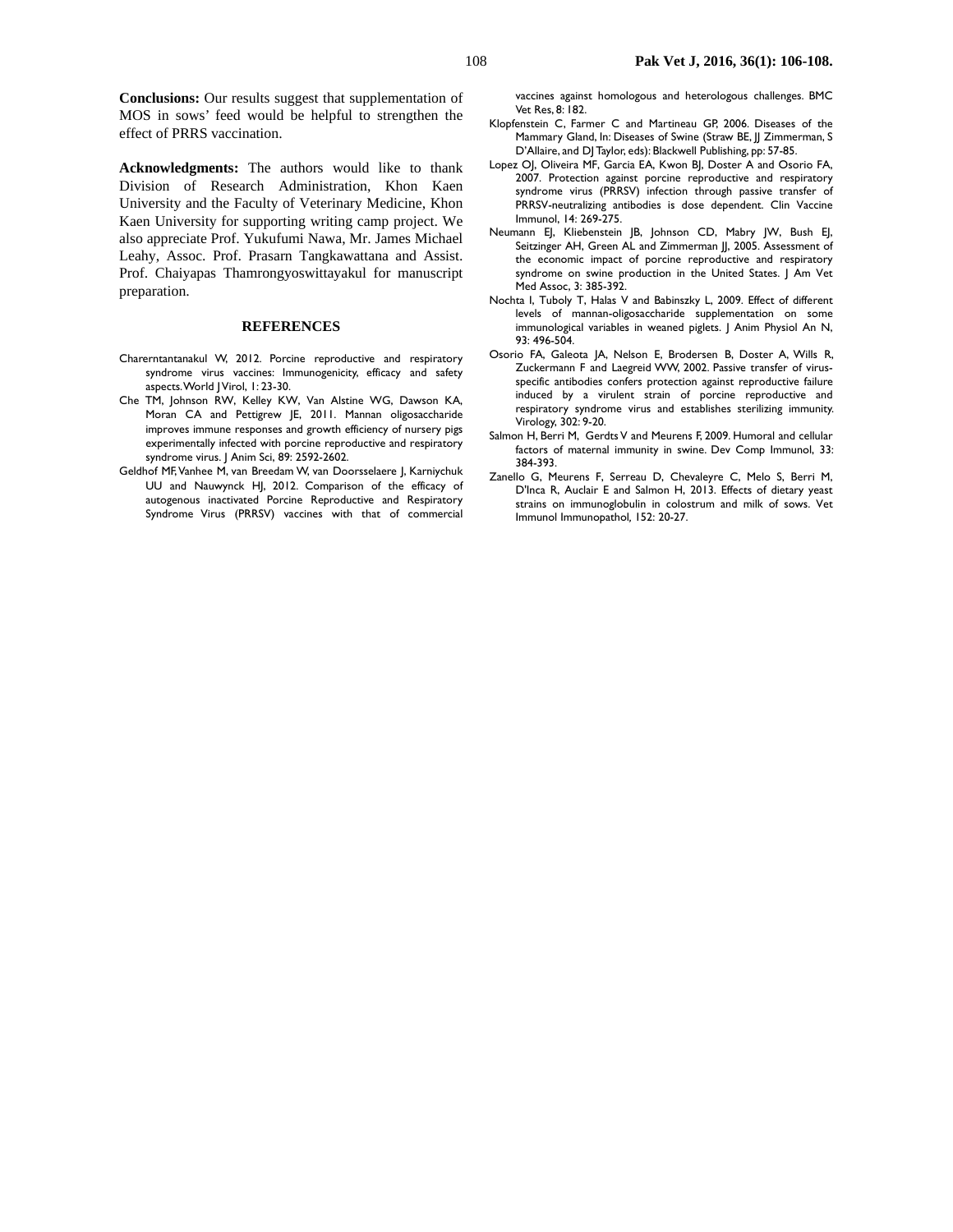**Conclusions:** Our results suggest that supplementation of MOS in sows' feed would be helpful to strengthen the effect of PRRS vaccination.

**Acknowledgments:** The authors would like to thank Division of Research Administration, Khon Kaen University and the Faculty of Veterinary Medicine, Khon Kaen University for supporting writing camp project. We also appreciate Prof. Yukufumi Nawa, Mr. James Michael Leahy, Assoc. Prof. Prasarn Tangkawattana and Assist. Prof. Chaiyapas Thamrongyoswittayakul for manuscript preparation.

## REFERENCES

Charerntantanakul W, 2012. Porcine reproductive and respiratory syndrome virus vaccines: Immunogenicity, efficacy and safety aspects. World J Virol, 1: 23-30.

Che TM, Johnson RW, Kelley KW, Van Alstine WG, Dawson KA, Moran CA and Pettigrew JE, 2011. Mannan oligosaccharide improves immune responses and growth efficiency of nursery pigs experimentally infected with porcine reproductive and respiratory syndrome virus. J Anim Sci, 89: 2592-2602.

Geldhof MF, Vanhee M, van Breedam W, van Doorsselaere J, Karniychuk UU and Nauwynck HJ, 2012. Comparison of the efficacy of autogenous inactivated Porcine Reproductive and Respiratory Syndrome Virus (PRRSV) vaccines with that of commercial vaccines against homologous and heterologous challenges. BMC Vet Res, 8: 182.

Klopfenstein C, Farmer C and Martineau GP, 2006. Diseases of the Mammary Gland, In: Diseases of Swine (Straw BE, JJ Zimmerman, S D'Allaire, and DJ Taylor, eds): Blackwell Publishing, pp: 57-85.

Lopez OJ, Oliveira MF, Garcia EA, Kwon BJ, Doster A and Osorio FA, 2007. Protection against porcine reproductive and respiratory syndrome virus (PRRSV) infection through passive transfer of PRRSV-neutralizing antibodies is dose dependent. Clin Vaccine Immunol, 14: 269-275.

Neumann EJ, Kliebenstein JB, Johnson CD, Mabry JW, Bush EJ, Seitzinger AH, Green AL and Zimmerman JJ, 2005. Assessment of the economic impact of porcine reproductive and respiratory syndrome on swine production in the United States. J Am Vet Med Assoc, 3: 385-392.

Nochta I, Tuboly T, Halas V and Babinszky L, 2009. Effect of different levels of mannan-oligosaccharide supplementation on some immunological variables in weaned piglets. J Anim Physiol An N, 93: 496-504.

Osorio FA, Galeota JA, Nelson E, Brodersen B, Doster A, Wills R, Zuckermann F and Laegreid WW, 2002. Passive transfer of virus-specific antibodies confers protection against reproductive failure induced by a virulent strain of porcine reproductive and respiratory syndrome virus and establishes sterilizing immunity. Virology, 302: 9-20.

Salmon H, Berri M, Gerdts V and Meurens F, 2009. Humoral and cellular factors of maternal immunity in swine. Dev Comp Immunol, 33: 384-393.

Zanello G, Meurens F, Serreau D, Chevaleyre C, Melo S, Berri M, D'Inca R, Auclair E and Salmon H, 2013. Effects of dietary yeast strains on immunoglobulin in colostrum and milk of sows. Vet Immunol Immunopathol, 152: 20-27.